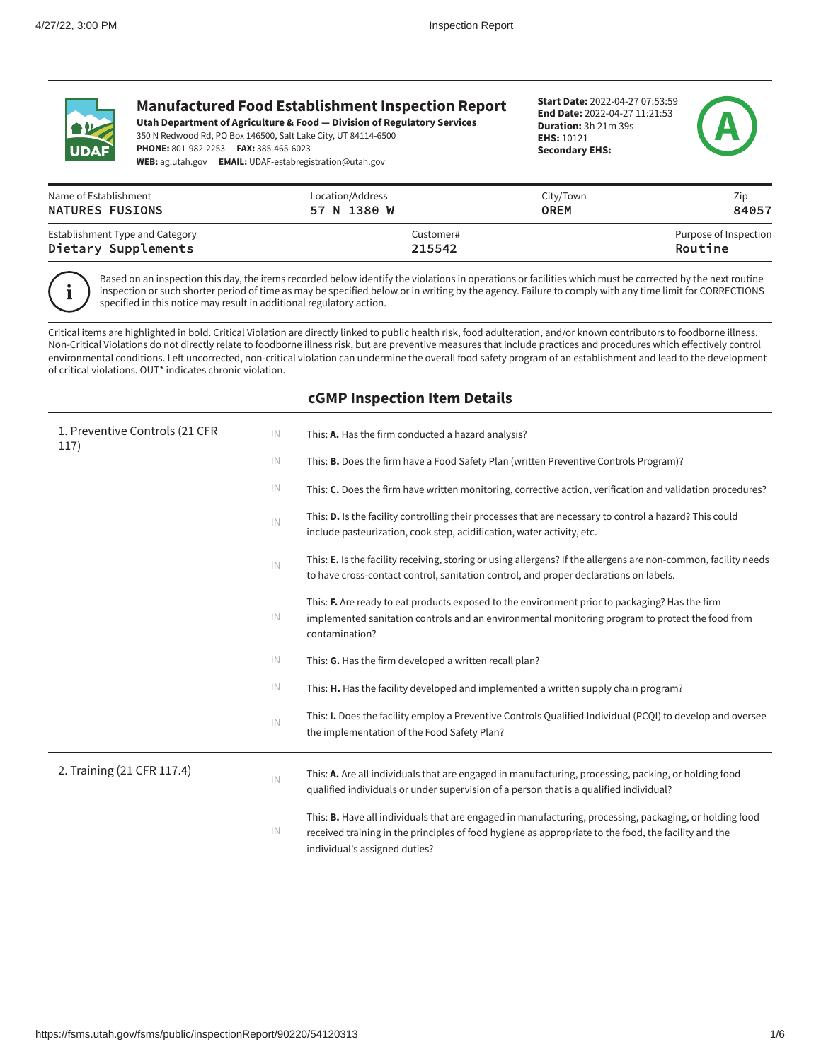# Manufactured Food Establishment Inspection Report

**Utah Department of Agriculture & Food — Division of Regulatory Services**
350 N Redwood Rd, PO Box 146500, Salt Lake City, UT 84114-6500
**PHONE:** 801-982-2253 **FAX:** 385-465-6023
**WEB:** ag.utah.gov **EMAIL:** UDAF-estabregistration@utah.gov

**Start Date:** 2022-04-27 07:53:59
**End Date:** 2022-04-27 11:21:53
**Duration:** 3h 21m 39s
**EHS:** 10121
**Secondary EHS:**

**A**

| Name of Establishment | Location/Address | City/Town | Zip |
|---|---|---|---|
| NATURES FUSIONS | 57 N 1380 W | OREM | 84057 |

| Establishment Type and Category | Customer# | Purpose of Inspection |
|---|---|---|
| Dietary Supplements | 215542 | Routine |

Based on an inspection this day, the items recorded below identify the violations in operations or facilities which must be corrected by the next routine inspection or such shorter period of time as may be specified below or in writing by the agency. Failure to comply with any time limit for CORRECTIONS specified in this notice may result in additional regulatory action.

Critical items are highlighted in bold. Critical Violation are directly linked to public health risk, food adulteration, and/or known contributors to foodborne illness. Non-Critical Violations do not directly relate to foodborne illness risk, but are preventive measures that include practices and procedures which effectively control environmental conditions. Left uncorrected, non-critical violation can undermine the overall food safety program of an establishment and lead to the development of critical violations. OUT* indicates chronic violation.

## cGMP Inspection Item Details

| Item | Status | Details |
|---|---|---|
| 1. Preventive Controls (21 CFR 117) | IN | This: **A.** Has the firm conducted a hazard analysis? |
| | IN | This: **B.** Does the firm have a Food Safety Plan (written Preventive Controls Program)? |
| | IN | This: **C.** Does the firm have written monitoring, corrective action, verification and validation procedures? |
| | IN | This: **D.** Is the facility controlling their processes that are necessary to control a hazard? This could include pasteurization, cook step, acidification, water activity, etc. |
| | IN | This: **E.** Is the facility receiving, storing or using allergens? If the allergens are non-common, facility needs to have cross-contact control, sanitation control, and proper declarations on labels. |
| | IN | This: **F.** Are ready to eat products exposed to the environment prior to packaging? Has the firm implemented sanitation controls and an environmental monitoring program to protect the food from contamination? |
| | IN | This: **G.** Has the firm developed a written recall plan? |
| | IN | This: **H.** Has the facility developed and implemented a written supply chain program? |
| | IN | This: **I.** Does the facility employ a Preventive Controls Qualified Individual (PCQI) to develop and oversee the implementation of the Food Safety Plan? |
| 2. Training (21 CFR 117.4) | IN | This: **A.** Are all individuals that are engaged in manufacturing, processing, packing, or holding food qualified individuals or under supervision of a person that is a qualified individual? |
| | IN | This: **B.** Have all individuals that are engaged in manufacturing, processing, packaging, or holding food received training in the principles of food hygiene as appropriate to the food, the facility and the individual's assigned duties? |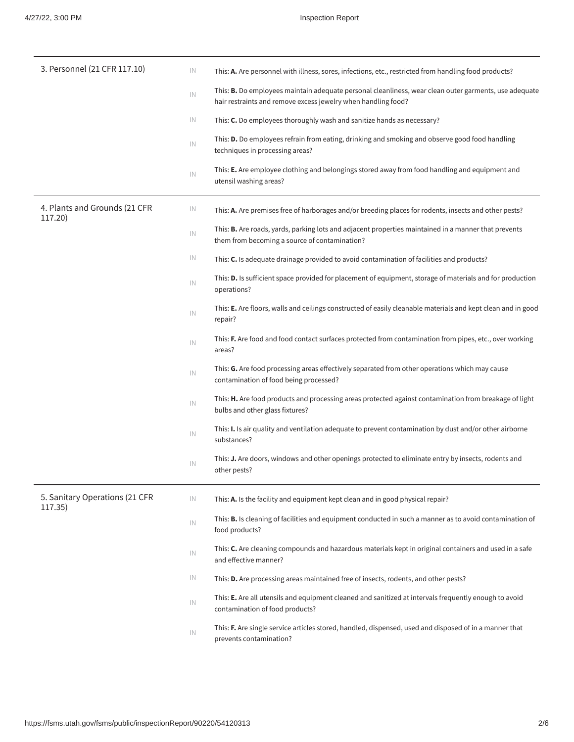| Section | Status | Question |
| --- | --- | --- |
| 3. Personnel (21 CFR 117.10) | IN | This: **A.** Are personnel with illness, sores, infections, etc., restricted from handling food products? |
| | IN | This: **B.** Do employees maintain adequate personal cleanliness, wear clean outer garments, use adequate hair restraints and remove excess jewelry when handling food? |
| | IN | This: **C.** Do employees thoroughly wash and sanitize hands as necessary? |
| | IN | This: **D.** Do employees refrain from eating, drinking and smoking and observe good food handling techniques in processing areas? |
| | IN | This: **E.** Are employee clothing and belongings stored away from food handling and equipment and utensil washing areas? |
| 4. Plants and Grounds (21 CFR 117.20) | IN | This: **A.** Are premises free of harborages and/or breeding places for rodents, insects and other pests? |
| | IN | This: **B.** Are roads, yards, parking lots and adjacent properties maintained in a manner that prevents them from becoming a source of contamination? |
| | IN | This: **C.** Is adequate drainage provided to avoid contamination of facilities and products? |
| | IN | This: **D.** Is sufficient space provided for placement of equipment, storage of materials and for production operations? |
| | IN | This: **E.** Are floors, walls and ceilings constructed of easily cleanable materials and kept clean and in good repair? |
| | IN | This: **F.** Are food and food contact surfaces protected from contamination from pipes, etc., over working areas? |
| | IN | This: **G.** Are food processing areas effectively separated from other operations which may cause contamination of food being processed? |
| | IN | This: **H.** Are food products and processing areas protected against contamination from breakage of light bulbs and other glass fixtures? |
| | IN | This: **I.** Is air quality and ventilation adequate to prevent contamination by dust and/or other airborne substances? |
| | IN | This: **J.** Are doors, windows and other openings protected to eliminate entry by insects, rodents and other pests? |
| 5. Sanitary Operations (21 CFR 117.35) | IN | This: **A.** Is the facility and equipment kept clean and in good physical repair? |
| | IN | This: **B.** Is cleaning of facilities and equipment conducted in such a manner as to avoid contamination of food products? |
| | IN | This: **C.** Are cleaning compounds and hazardous materials kept in original containers and used in a safe and effective manner? |
| | IN | This: **D.** Are processing areas maintained free of insects, rodents, and other pests? |
| | IN | This: **E.** Are all utensils and equipment cleaned and sanitized at intervals frequently enough to avoid contamination of food products? |
| | IN | This: **F.** Are single service articles stored, handled, dispensed, used and disposed of in a manner that prevents contamination? |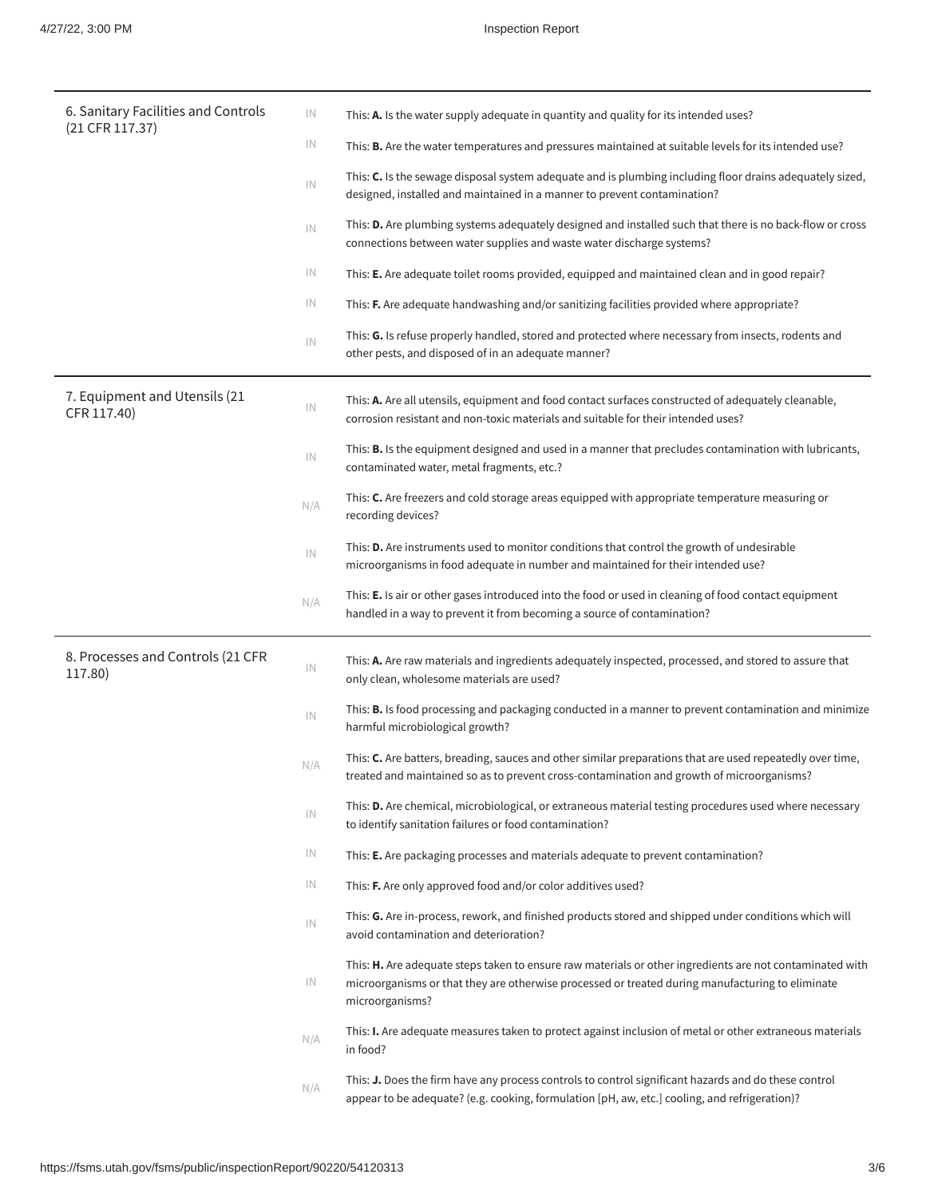| | | |
|---|---|---|
| 6. Sanitary Facilities and Controls (21 CFR 117.37) | IN | This: **A.** Is the water supply adequate in quantity and quality for its intended uses? |
| | IN | This: **B.** Are the water temperatures and pressures maintained at suitable levels for its intended use? |
| | IN | This: **C.** Is the sewage disposal system adequate and is plumbing including floor drains adequately sized, designed, installed and maintained in a manner to prevent contamination? |
| | IN | This: **D.** Are plumbing systems adequately designed and installed such that there is no back-flow or cross connections between water supplies and waste water discharge systems? |
| | IN | This: **E.** Are adequate toilet rooms provided, equipped and maintained clean and in good repair? |
| | IN | This: **F.** Are adequate handwashing and/or sanitizing facilities provided where appropriate? |
| | IN | This: **G.** Is refuse properly handled, stored and protected where necessary from insects, rodents and other pests, and disposed of in an adequate manner? |
| 7. Equipment and Utensils (21 CFR 117.40) | IN | This: **A.** Are all utensils, equipment and food contact surfaces constructed of adequately cleanable, corrosion resistant and non-toxic materials and suitable for their intended uses? |
| | IN | This: **B.** Is the equipment designed and used in a manner that precludes contamination with lubricants, contaminated water, metal fragments, etc.? |
| | N/A | This: **C.** Are freezers and cold storage areas equipped with appropriate temperature measuring or recording devices? |
| | IN | This: **D.** Are instruments used to monitor conditions that control the growth of undesirable microorganisms in food adequate in number and maintained for their intended use? |
| | N/A | This: **E.** Is air or other gases introduced into the food or used in cleaning of food contact equipment handled in a way to prevent it from becoming a source of contamination? |
| 8. Processes and Controls (21 CFR 117.80) | IN | This: **A.** Are raw materials and ingredients adequately inspected, processed, and stored to assure that only clean, wholesome materials are used? |
| | IN | This: **B.** Is food processing and packaging conducted in a manner to prevent contamination and minimize harmful microbiological growth? |
| | N/A | This: **C.** Are batters, breading, sauces and other similar preparations that are used repeatedly over time, treated and maintained so as to prevent cross-contamination and growth of microorganisms? |
| | IN | This: **D.** Are chemical, microbiological, or extraneous material testing procedures used where necessary to identify sanitation failures or food contamination? |
| | IN | This: **E.** Are packaging processes and materials adequate to prevent contamination? |
| | IN | This: **F.** Are only approved food and/or color additives used? |
| | IN | This: **G.** Are in-process, rework, and finished products stored and shipped under conditions which will avoid contamination and deterioration? |
| | IN | This: **H.** Are adequate steps taken to ensure raw materials or other ingredients are not contaminated with microorganisms or that they are otherwise processed or treated during manufacturing to eliminate microorganisms? |
| | N/A | This: **I.** Are adequate measures taken to protect against inclusion of metal or other extraneous materials in food? |
| | N/A | This: **J.** Does the firm have any process controls to control significant hazards and do these control appear to be adequate? (e.g. cooking, formulation [pH, aw, etc.] cooling, and refrigeration)? |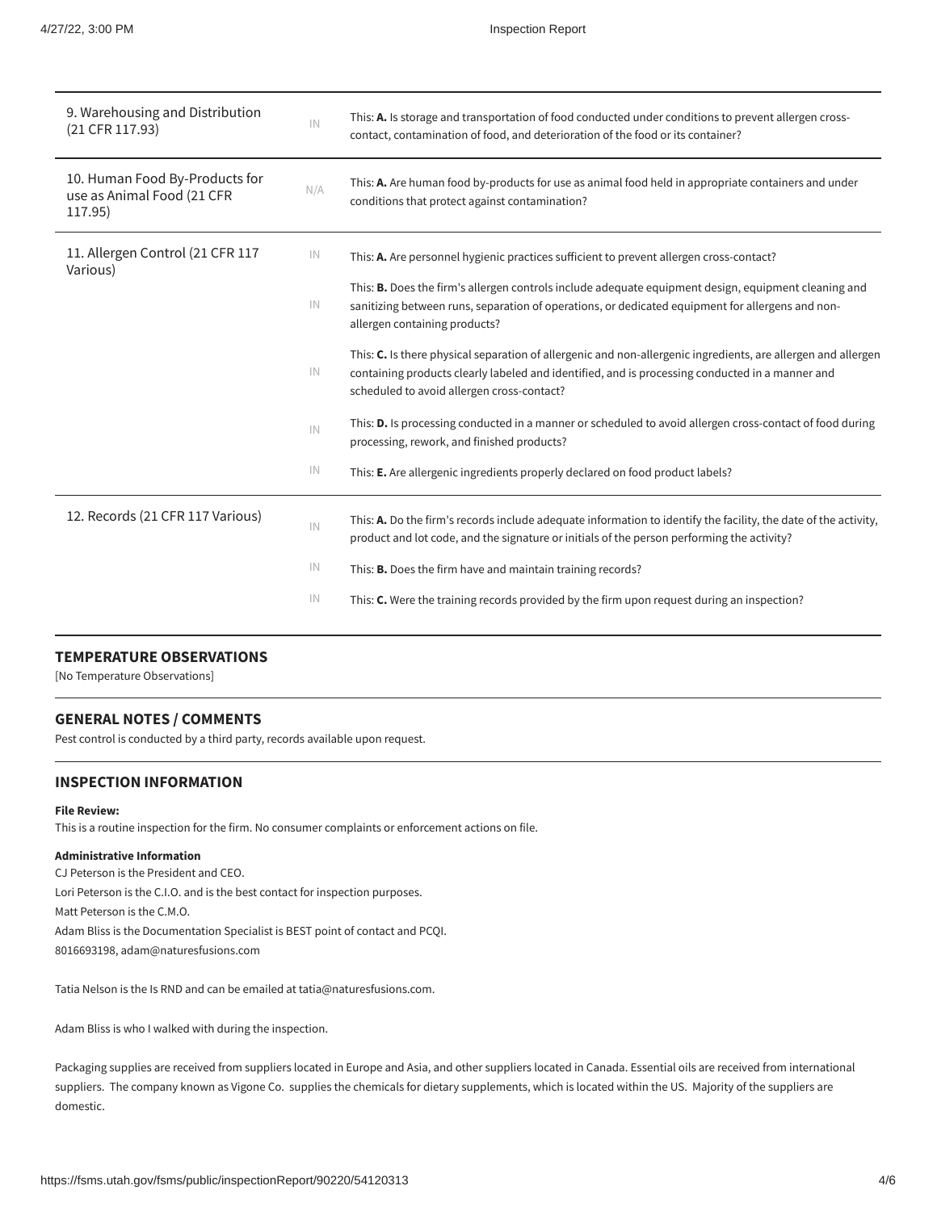| | | |
|---|---|---|
| 9. Warehousing and Distribution (21 CFR 117.93) | IN | This: **A.** Is storage and transportation of food conducted under conditions to prevent allergen cross-contact, contamination of food, and deterioration of the food or its container? |
| 10. Human Food By-Products for use as Animal Food (21 CFR 117.95) | N/A | This: **A.** Are human food by-products for use as animal food held in appropriate containers and under conditions that protect against contamination? |
| 11. Allergen Control (21 CFR 117 Various) | IN | This: **A.** Are personnel hygienic practices sufficient to prevent allergen cross-contact? |
| | IN | This: **B.** Does the firm's allergen controls include adequate equipment design, equipment cleaning and sanitizing between runs, separation of operations, or dedicated equipment for allergens and non-allergen containing products? |
| | IN | This: **C.** Is there physical separation of allergenic and non-allergenic ingredients, are allergen and allergen containing products clearly labeled and identified, and is processing conducted in a manner and scheduled to avoid allergen cross-contact? |
| | IN | This: **D.** Is processing conducted in a manner or scheduled to avoid allergen cross-contact of food during processing, rework, and finished products? |
| | IN | This: **E.** Are allergenic ingredients properly declared on food product labels? |
| 12. Records (21 CFR 117 Various) | IN | This: **A.** Do the firm's records include adequate information to identify the facility, the date of the activity, product and lot code, and the signature or initials of the person performing the activity? |
| | IN | This: **B.** Does the firm have and maintain training records? |
| | IN | This: **C.** Were the training records provided by the firm upon request during an inspection? |

## TEMPERATURE OBSERVATIONS

[No Temperature Observations]

## GENERAL NOTES / COMMENTS

Pest control is conducted by a third party, records available upon request.

## INSPECTION INFORMATION

**File Review:**

This is a routine inspection for the firm. No consumer complaints or enforcement actions on file.

**Administrative Information**

CJ Peterson is the President and CEO.
Lori Peterson is the C.I.O. and is the best contact for inspection purposes.
Matt Peterson is the C.M.O.
Adam Bliss is the Documentation Specialist is BEST point of contact and PCQI.
8016693198, adam@naturesfusions.com

Tatia Nelson is the Is RND and can be emailed at tatia@naturesfusions.com.

Adam Bliss is who I walked with during the inspection.

Packaging supplies are received from suppliers located in Europe and Asia, and other suppliers located in Canada. Essential oils are received from international suppliers. The company known as Vigone Co. supplies the chemicals for dietary supplements, which is located within the US. Majority of the suppliers are domestic.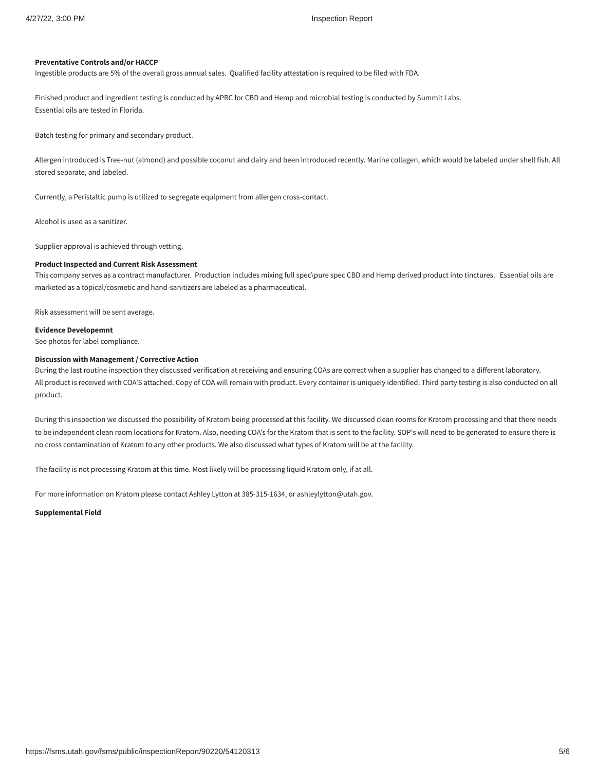**Preventative Controls and/or HACCP**

Ingestible products are 5% of the overall gross annual sales. Qualified facility attestation is required to be filed with FDA.

Finished product and ingredient testing is conducted by APRC for CBD and Hemp and microbial testing is conducted by Summit Labs.
Essential oils are tested in Florida.

Batch testing for primary and secondary product.

Allergen introduced is Tree-nut (almond) and possible coconut and dairy and been introduced recently. Marine collagen, which would be labeled under shell fish. All stored separate, and labeled.

Currently, a Peristaltic pump is utilized to segregate equipment from allergen cross-contact.

Alcohol is used as a sanitizer.

Supplier approval is achieved through vetting.

**Product Inspected and Current Risk Assessment**

This company serves as a contract manufacturer. Production includes mixing full spec\pure spec CBD and Hemp derived product into tinctures. Essential oils are marketed as a topical/cosmetic and hand-sanitizers are labeled as a pharmaceutical.

Risk assessment will be sent average.

**Evidence Developemnt**

See photos for label compliance.

**Discussion with Management / Corrective Action**

During the last routine inspection they discussed verification at receiving and ensuring COAs are correct when a supplier has changed to a different laboratory. All product is received with COA'S attached. Copy of COA will remain with product. Every container is uniquely identified. Third party testing is also conducted on all product.

During this inspection we discussed the possibility of Kratom being processed at this facility. We discussed clean rooms for Kratom processing and that there needs to be independent clean room locations for Kratom. Also, needing COA's for the Kratom that is sent to the facility. SOP's will need to be generated to ensure there is no cross contamination of Kratom to any other products. We also discussed what types of Kratom will be at the facility.

The facility is not processing Kratom at this time. Most likely will be processing liquid Kratom only, if at all.

For more information on Kratom please contact Ashley Lytton at 385-315-1634, or ashleylytton@utah.gov.

**Supplemental Field**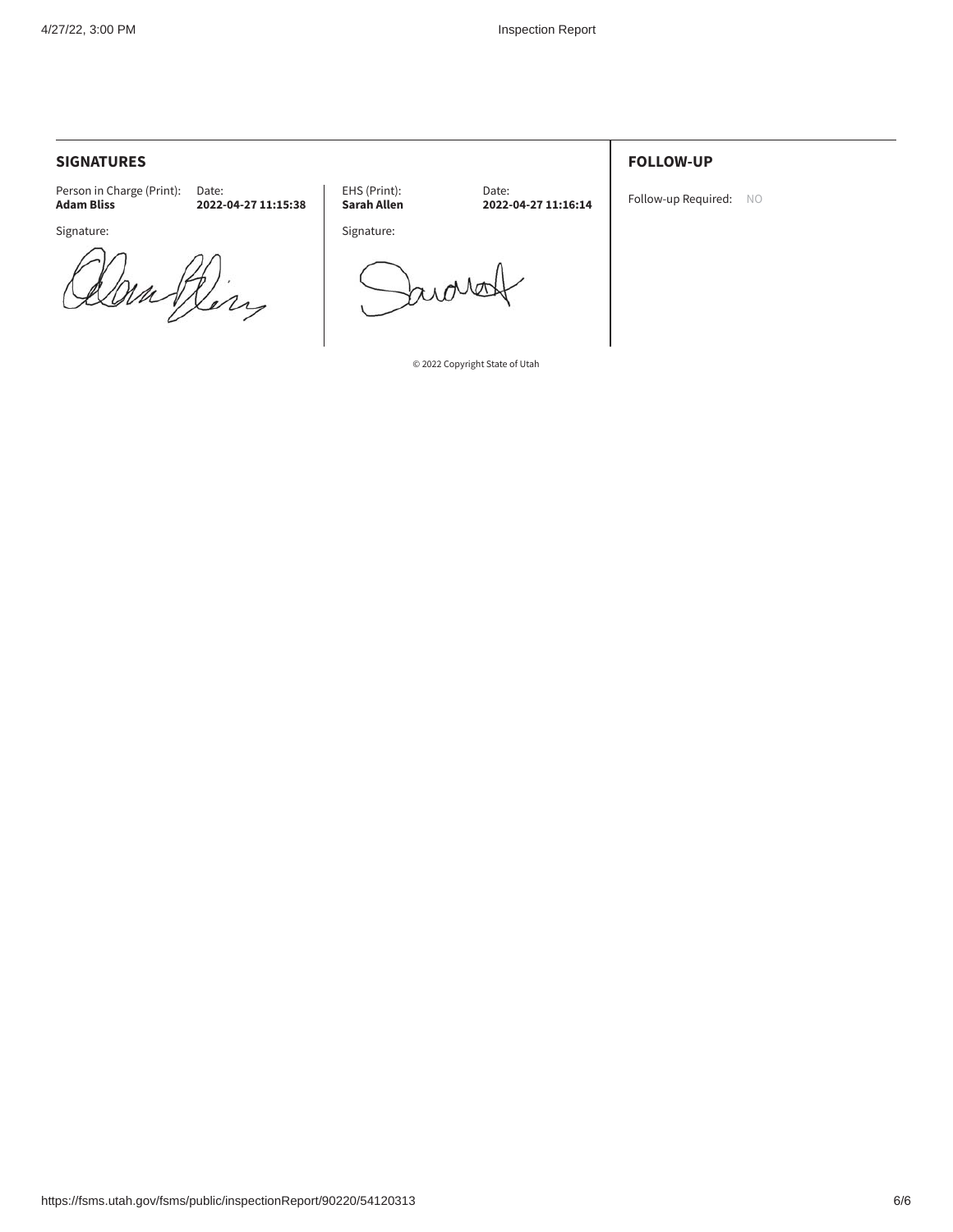## SIGNATURES

Person in Charge (Print): **Adam Bliss**

Date: **2022-04-27 11:15:38**

Signature:

EHS (Print): **Sarah Allen**

Date: **2022-04-27 11:16:14**

Signature:

## FOLLOW-UP

Follow-up Required: NO

© 2022 Copyright State of Utah